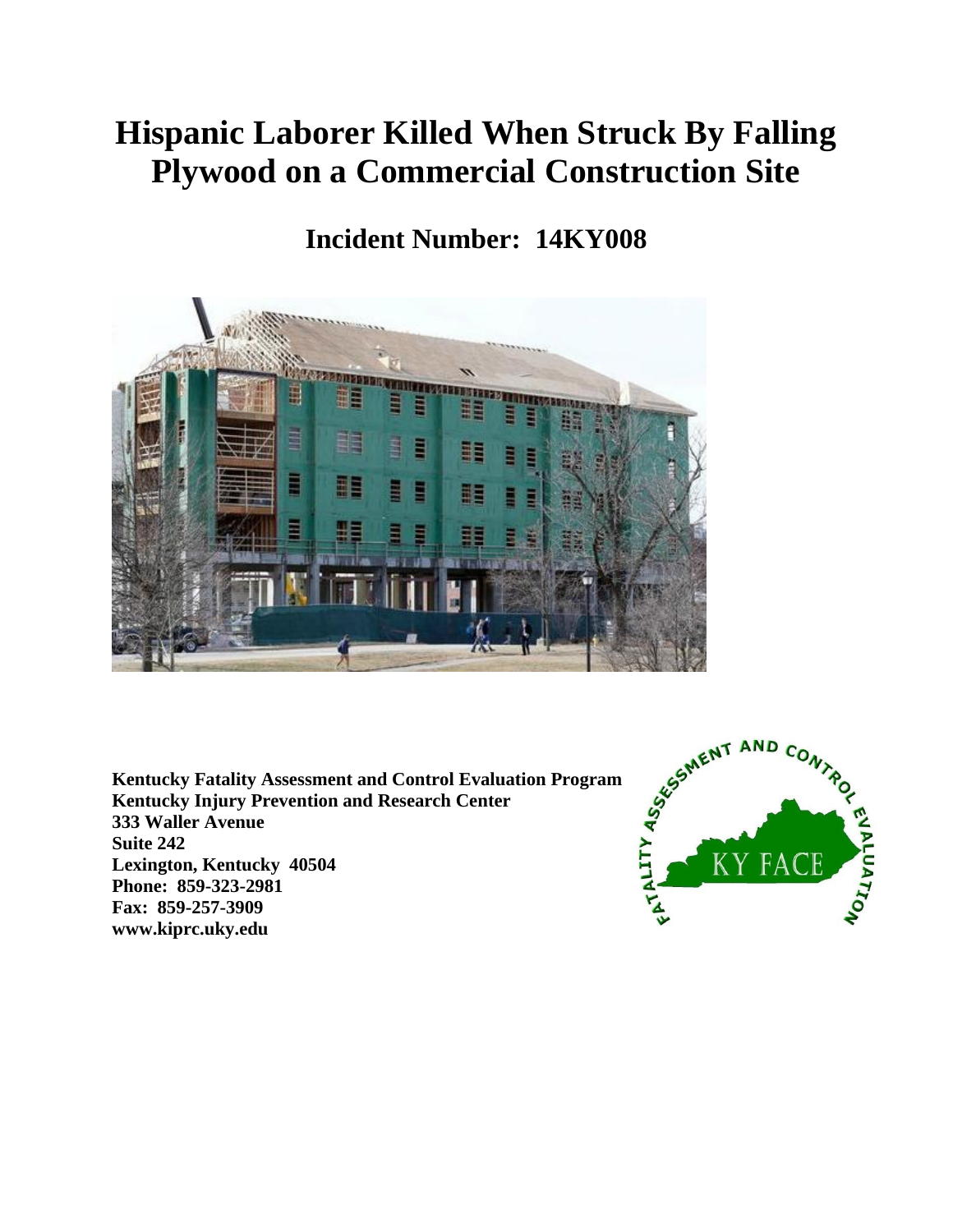# Hispanic Laborer Killed When Struck By Falling Plywood on a Commercial Construction Site

## Incident Number: 14KY008

**Kentucky Fatality Assessment and Control Evaluation Program**
**Kentucky Injury Prevention and Research Center**
**333 Waller Avenue**
**Suite 242**
**Lexington, Kentucky 40504**
**Phone: 859-323-2981**
**Fax: 859-257-3909**
**www.kiprc.uky.edu**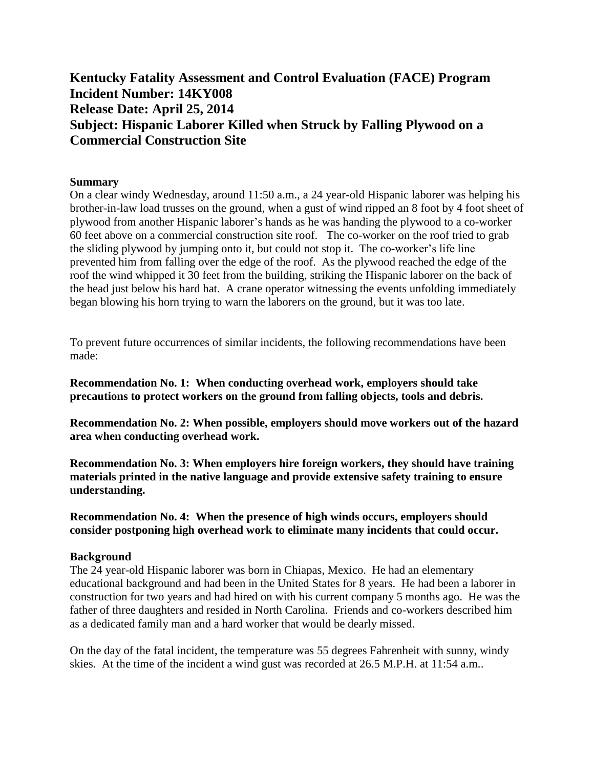# Kentucky Fatality Assessment and Control Evaluation (FACE) Program
# Incident Number: 14KY008
# Release Date: April 25, 2014
# Subject: Hispanic Laborer Killed when Struck by Falling Plywood on a Commercial Construction Site

**Summary**

On a clear windy Wednesday, around 11:50 a.m., a 24 year-old Hispanic laborer was helping his brother-in-law load trusses on the ground, when a gust of wind ripped an 8 foot by 4 foot sheet of plywood from another Hispanic laborer's hands as he was handing the plywood to a co-worker 60 feet above on a commercial construction site roof. The co-worker on the roof tried to grab the sliding plywood by jumping onto it, but could not stop it. The co-worker's life line prevented him from falling over the edge of the roof. As the plywood reached the edge of the roof the wind whipped it 30 feet from the building, striking the Hispanic laborer on the back of the head just below his hard hat. A crane operator witnessing the events unfolding immediately began blowing his horn trying to warn the laborers on the ground, but it was too late.

To prevent future occurrences of similar incidents, the following recommendations have been made:

**Recommendation No. 1: When conducting overhead work, employers should take precautions to protect workers on the ground from falling objects, tools and debris.**

**Recommendation No. 2: When possible, employers should move workers out of the hazard area when conducting overhead work.**

**Recommendation No. 3: When employers hire foreign workers, they should have training materials printed in the native language and provide extensive safety training to ensure understanding.**

**Recommendation No. 4: When the presence of high winds occurs, employers should consider postponing high overhead work to eliminate many incidents that could occur.**

**Background**

The 24 year-old Hispanic laborer was born in Chiapas, Mexico. He had an elementary educational background and had been in the United States for 8 years. He had been a laborer in construction for two years and had hired on with his current company 5 months ago. He was the father of three daughters and resided in North Carolina. Friends and co-workers described him as a dedicated family man and a hard worker that would be dearly missed.

On the day of the fatal incident, the temperature was 55 degrees Fahrenheit with sunny, windy skies. At the time of the incident a wind gust was recorded at 26.5 M.P.H. at 11:54 a.m..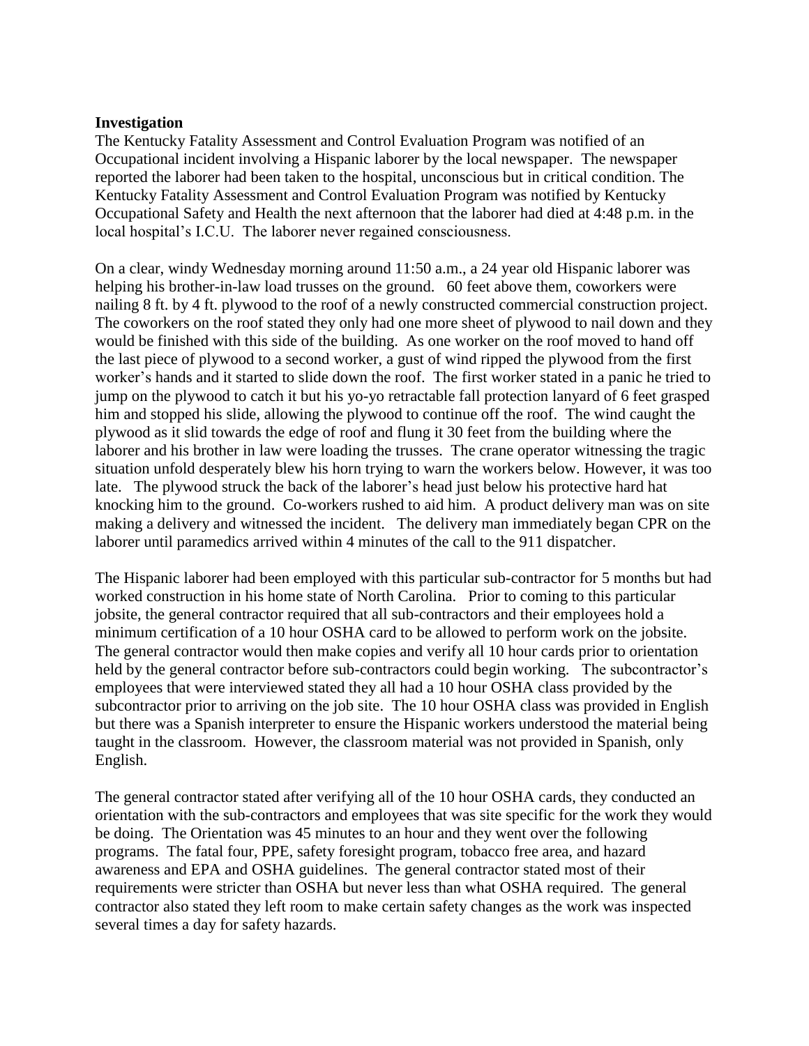**Investigation**

The Kentucky Fatality Assessment and Control Evaluation Program was notified of an Occupational incident involving a Hispanic laborer by the local newspaper. The newspaper reported the laborer had been taken to the hospital, unconscious but in critical condition. The Kentucky Fatality Assessment and Control Evaluation Program was notified by Kentucky Occupational Safety and Health the next afternoon that the laborer had died at 4:48 p.m. in the local hospital's I.C.U. The laborer never regained consciousness.

On a clear, windy Wednesday morning around 11:50 a.m., a 24 year old Hispanic laborer was helping his brother-in-law load trusses on the ground. 60 feet above them, coworkers were nailing 8 ft. by 4 ft. plywood to the roof of a newly constructed commercial construction project. The coworkers on the roof stated they only had one more sheet of plywood to nail down and they would be finished with this side of the building. As one worker on the roof moved to hand off the last piece of plywood to a second worker, a gust of wind ripped the plywood from the first worker's hands and it started to slide down the roof. The first worker stated in a panic he tried to jump on the plywood to catch it but his yo-yo retractable fall protection lanyard of 6 feet grasped him and stopped his slide, allowing the plywood to continue off the roof. The wind caught the plywood as it slid towards the edge of roof and flung it 30 feet from the building where the laborer and his brother in law were loading the trusses. The crane operator witnessing the tragic situation unfold desperately blew his horn trying to warn the workers below. However, it was too late. The plywood struck the back of the laborer's head just below his protective hard hat knocking him to the ground. Co-workers rushed to aid him. A product delivery man was on site making a delivery and witnessed the incident. The delivery man immediately began CPR on the laborer until paramedics arrived within 4 minutes of the call to the 911 dispatcher.

The Hispanic laborer had been employed with this particular sub-contractor for 5 months but had worked construction in his home state of North Carolina. Prior to coming to this particular jobsite, the general contractor required that all sub-contractors and their employees hold a minimum certification of a 10 hour OSHA card to be allowed to perform work on the jobsite. The general contractor would then make copies and verify all 10 hour cards prior to orientation held by the general contractor before sub-contractors could begin working. The subcontractor's employees that were interviewed stated they all had a 10 hour OSHA class provided by the subcontractor prior to arriving on the job site. The 10 hour OSHA class was provided in English but there was a Spanish interpreter to ensure the Hispanic workers understood the material being taught in the classroom. However, the classroom material was not provided in Spanish, only English.

The general contractor stated after verifying all of the 10 hour OSHA cards, they conducted an orientation with the sub-contractors and employees that was site specific for the work they would be doing. The Orientation was 45 minutes to an hour and they went over the following programs. The fatal four, PPE, safety foresight program, tobacco free area, and hazard awareness and EPA and OSHA guidelines. The general contractor stated most of their requirements were stricter than OSHA but never less than what OSHA required. The general contractor also stated they left room to make certain safety changes as the work was inspected several times a day for safety hazards.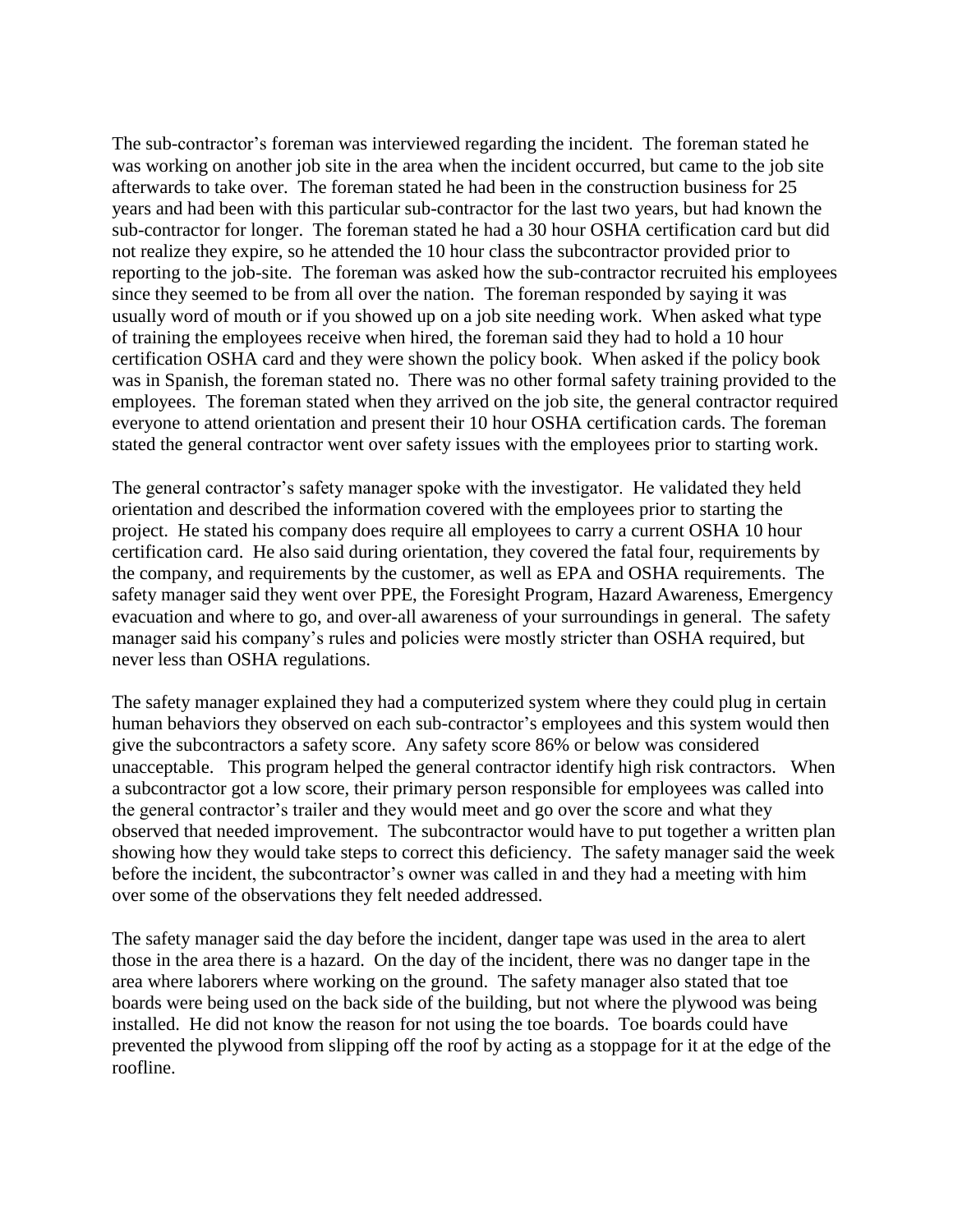The sub-contractor's foreman was interviewed regarding the incident. The foreman stated he was working on another job site in the area when the incident occurred, but came to the job site afterwards to take over. The foreman stated he had been in the construction business for 25 years and had been with this particular sub-contractor for the last two years, but had known the sub-contractor for longer. The foreman stated he had a 30 hour OSHA certification card but did not realize they expire, so he attended the 10 hour class the subcontractor provided prior to reporting to the job-site. The foreman was asked how the sub-contractor recruited his employees since they seemed to be from all over the nation. The foreman responded by saying it was usually word of mouth or if you showed up on a job site needing work. When asked what type of training the employees receive when hired, the foreman said they had to hold a 10 hour certification OSHA card and they were shown the policy book. When asked if the policy book was in Spanish, the foreman stated no. There was no other formal safety training provided to the employees. The foreman stated when they arrived on the job site, the general contractor required everyone to attend orientation and present their 10 hour OSHA certification cards. The foreman stated the general contractor went over safety issues with the employees prior to starting work.

The general contractor's safety manager spoke with the investigator. He validated they held orientation and described the information covered with the employees prior to starting the project. He stated his company does require all employees to carry a current OSHA 10 hour certification card. He also said during orientation, they covered the fatal four, requirements by the company, and requirements by the customer, as well as EPA and OSHA requirements. The safety manager said they went over PPE, the Foresight Program, Hazard Awareness, Emergency evacuation and where to go, and over-all awareness of your surroundings in general. The safety manager said his company's rules and policies were mostly stricter than OSHA required, but never less than OSHA regulations.

The safety manager explained they had a computerized system where they could plug in certain human behaviors they observed on each sub-contractor's employees and this system would then give the subcontractors a safety score. Any safety score 86% or below was considered unacceptable. This program helped the general contractor identify high risk contractors. When a subcontractor got a low score, their primary person responsible for employees was called into the general contractor's trailer and they would meet and go over the score and what they observed that needed improvement. The subcontractor would have to put together a written plan showing how they would take steps to correct this deficiency. The safety manager said the week before the incident, the subcontractor's owner was called in and they had a meeting with him over some of the observations they felt needed addressed.

The safety manager said the day before the incident, danger tape was used in the area to alert those in the area there is a hazard. On the day of the incident, there was no danger tape in the area where laborers where working on the ground. The safety manager also stated that toe boards were being used on the back side of the building, but not where the plywood was being installed. He did not know the reason for not using the toe boards. Toe boards could have prevented the plywood from slipping off the roof by acting as a stoppage for it at the edge of the roofline.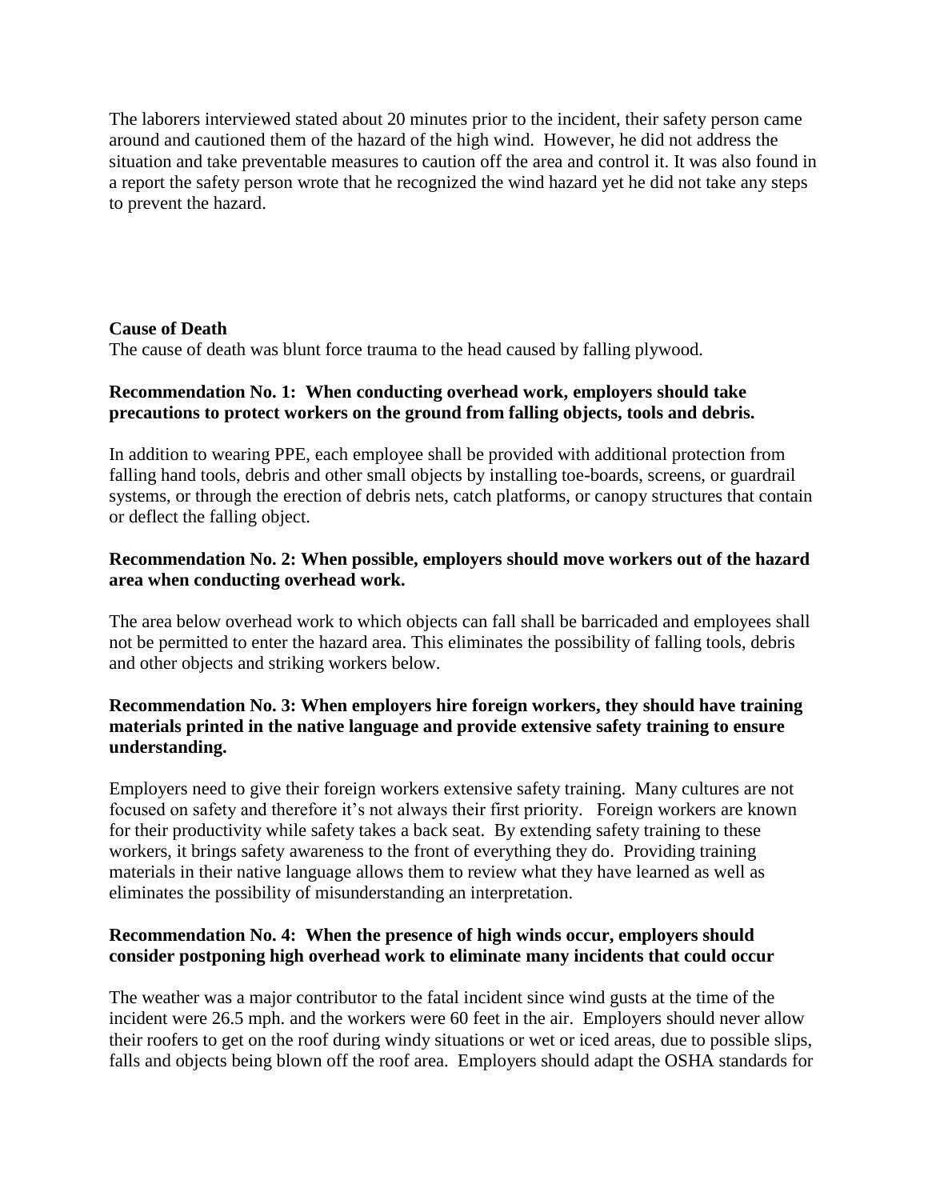The laborers interviewed stated about 20 minutes prior to the incident, their safety person came around and cautioned them of the hazard of the high wind. However, he did not address the situation and take preventable measures to caution off the area and control it. It was also found in a report the safety person wrote that he recognized the wind hazard yet he did not take any steps to prevent the hazard.

**Cause of Death**

The cause of death was blunt force trauma to the head caused by falling plywood.

**Recommendation No. 1: When conducting overhead work, employers should take precautions to protect workers on the ground from falling objects, tools and debris.**

In addition to wearing PPE, each employee shall be provided with additional protection from falling hand tools, debris and other small objects by installing toe-boards, screens, or guardrail systems, or through the erection of debris nets, catch platforms, or canopy structures that contain or deflect the falling object.

**Recommendation No. 2: When possible, employers should move workers out of the hazard area when conducting overhead work.**

The area below overhead work to which objects can fall shall be barricaded and employees shall not be permitted to enter the hazard area. This eliminates the possibility of falling tools, debris and other objects and striking workers below.

**Recommendation No. 3: When employers hire foreign workers, they should have training materials printed in the native language and provide extensive safety training to ensure understanding.**

Employers need to give their foreign workers extensive safety training. Many cultures are not focused on safety and therefore it's not always their first priority. Foreign workers are known for their productivity while safety takes a back seat. By extending safety training to these workers, it brings safety awareness to the front of everything they do. Providing training materials in their native language allows them to review what they have learned as well as eliminates the possibility of misunderstanding an interpretation.

**Recommendation No. 4: When the presence of high winds occur, employers should consider postponing high overhead work to eliminate many incidents that could occur**

The weather was a major contributor to the fatal incident since wind gusts at the time of the incident were 26.5 mph. and the workers were 60 feet in the air. Employers should never allow their roofers to get on the roof during windy situations or wet or iced areas, due to possible slips, falls and objects being blown off the roof area. Employers should adapt the OSHA standards for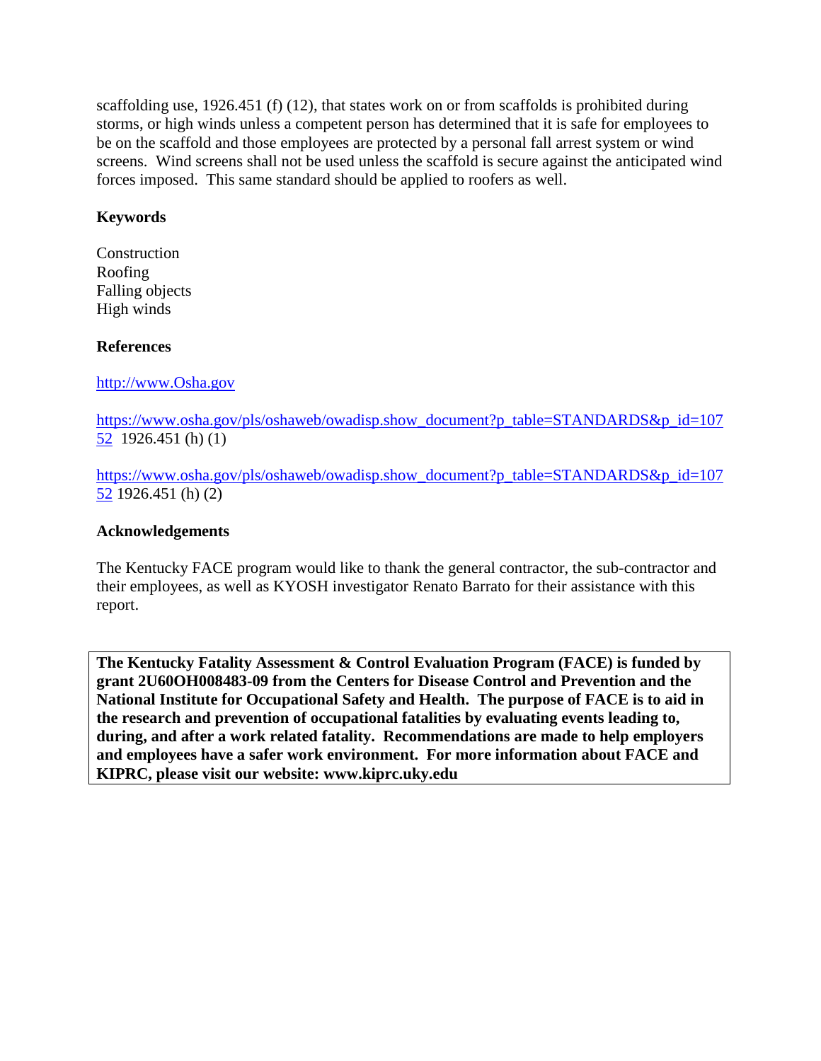scaffolding use, 1926.451 (f) (12), that states work on or from scaffolds is prohibited during storms, or high winds unless a competent person has determined that it is safe for employees to be on the scaffold and those employees are protected by a personal fall arrest system or wind screens. Wind screens shall not be used unless the scaffold is secure against the anticipated wind forces imposed. This same standard should be applied to roofers as well.

**Keywords**

Construction
Roofing
Falling objects
High winds

**References**

http://www.Osha.gov

https://www.osha.gov/pls/oshaweb/owadisp.show_document?p_table=STANDARDS&p_id=10752 1926.451 (h) (1)

https://www.osha.gov/pls/oshaweb/owadisp.show_document?p_table=STANDARDS&p_id=10752 1926.451 (h) (2)

**Acknowledgements**

The Kentucky FACE program would like to thank the general contractor, the sub-contractor and their employees, as well as KYOSH investigator Renato Barrato for their assistance with this report.

**The Kentucky Fatality Assessment & Control Evaluation Program (FACE) is funded by grant 2U60OH008483-09 from the Centers for Disease Control and Prevention and the National Institute for Occupational Safety and Health. The purpose of FACE is to aid in the research and prevention of occupational fatalities by evaluating events leading to, during, and after a work related fatality. Recommendations are made to help employers and employees have a safer work environment. For more information about FACE and KIPRC, please visit our website: www.kiprc.uky.edu**